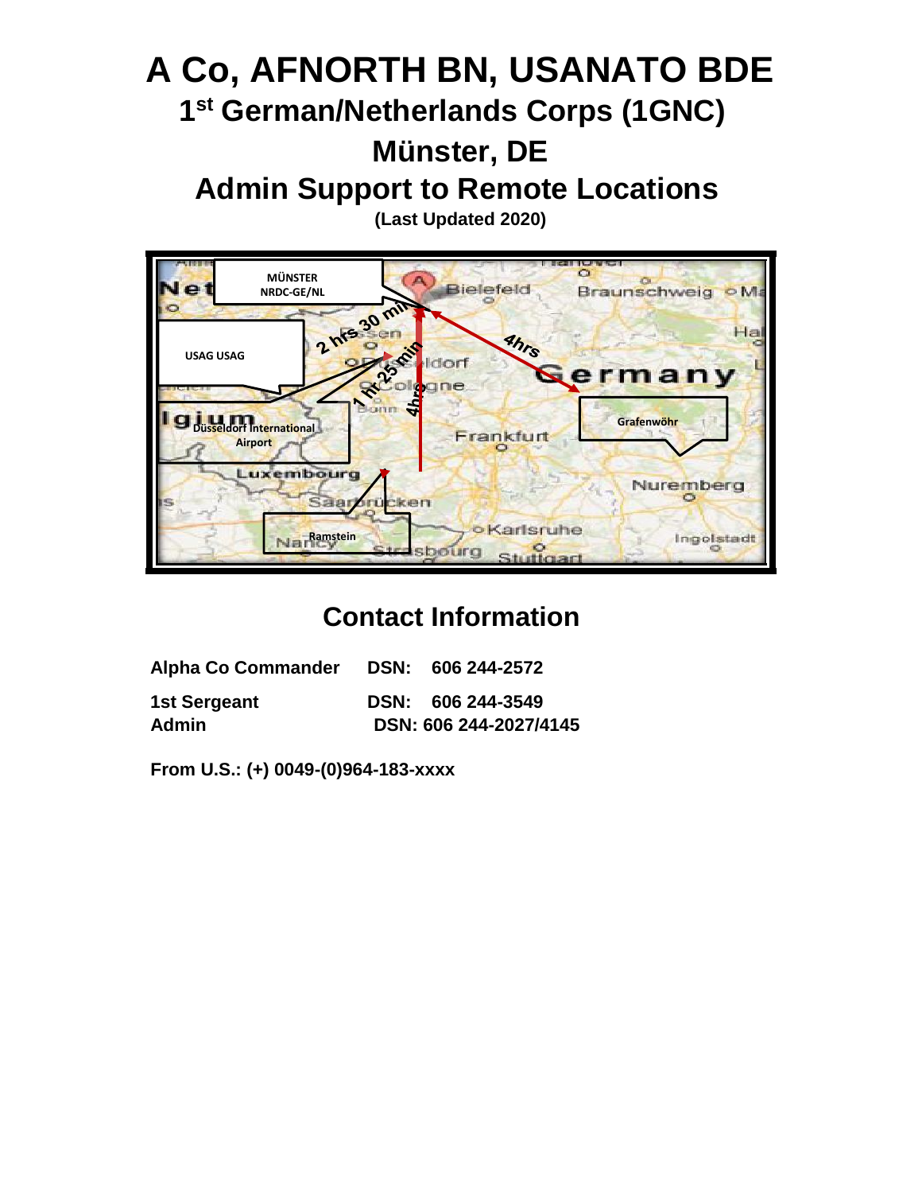# A Co, AFNORTH BN, USANATO BDE

## 1st German/Netherlands Corps (1GNC)

## Münster, DE

## Admin Support to Remote Locations

**(Last Updated 2020)**

## Contact Information

| | | |
|---|---|---|
| **Alpha Co Commander** | **DSN:** | **606 244-2572** |
| **1st Sergeant** | **DSN:** | **606 244-3549** |
| **Admin** | **DSN:** | **606 244-2027/4145** |

**From U.S.: (+) 0049-(0)964-183-xxxx**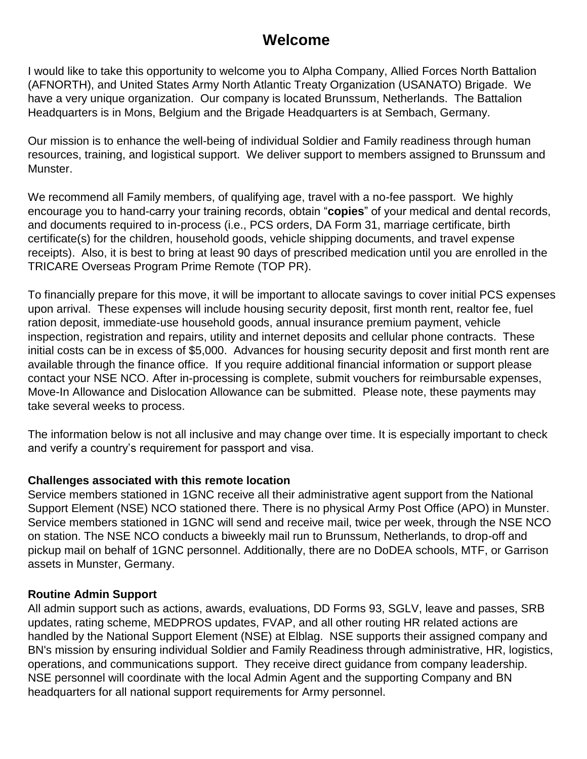# Welcome

I would like to take this opportunity to welcome you to Alpha Company, Allied Forces North Battalion (AFNORTH), and United States Army North Atlantic Treaty Organization (USANATO) Brigade. We have a very unique organization. Our company is located Brunssum, Netherlands. The Battalion Headquarters is in Mons, Belgium and the Brigade Headquarters is at Sembach, Germany.

Our mission is to enhance the well-being of individual Soldier and Family readiness through human resources, training, and logistical support. We deliver support to members assigned to Brunssum and Munster.

We recommend all Family members, of qualifying age, travel with a no-fee passport. We highly encourage you to hand-carry your training records, obtain "**copies**" of your medical and dental records, and documents required to in-process (i.e., PCS orders, DA Form 31, marriage certificate, birth certificate(s) for the children, household goods, vehicle shipping documents, and travel expense receipts). Also, it is best to bring at least 90 days of prescribed medication until you are enrolled in the TRICARE Overseas Program Prime Remote (TOP PR).

To financially prepare for this move, it will be important to allocate savings to cover initial PCS expenses upon arrival. These expenses will include housing security deposit, first month rent, realtor fee, fuel ration deposit, immediate-use household goods, annual insurance premium payment, vehicle inspection, registration and repairs, utility and internet deposits and cellular phone contracts. These initial costs can be in excess of $5,000. Advances for housing security deposit and first month rent are available through the finance office. If you require additional financial information or support please contact your NSE NCO. After in-processing is complete, submit vouchers for reimbursable expenses, Move-In Allowance and Dislocation Allowance can be submitted. Please note, these payments may take several weeks to process.

The information below is not all inclusive and may change over time. It is especially important to check and verify a country's requirement for passport and visa.

**Challenges associated with this remote location**
Service members stationed in 1GNC receive all their administrative agent support from the National Support Element (NSE) NCO stationed there. There is no physical Army Post Office (APO) in Munster. Service members stationed in 1GNC will send and receive mail, twice per week, through the NSE NCO on station. The NSE NCO conducts a biweekly mail run to Brunssum, Netherlands, to drop-off and pickup mail on behalf of 1GNC personnel. Additionally, there are no DoDEA schools, MTF, or Garrison assets in Munster, Germany.

**Routine Admin Support**
All admin support such as actions, awards, evaluations, DD Forms 93, SGLV, leave and passes, SRB updates, rating scheme, MEDPROS updates, FVAP, and all other routing HR related actions are handled by the National Support Element (NSE) at Elblag. NSE supports their assigned company and BN's mission by ensuring individual Soldier and Family Readiness through administrative, HR, logistics, operations, and communications support. They receive direct guidance from company leadership. NSE personnel will coordinate with the local Admin Agent and the supporting Company and BN headquarters for all national support requirements for Army personnel.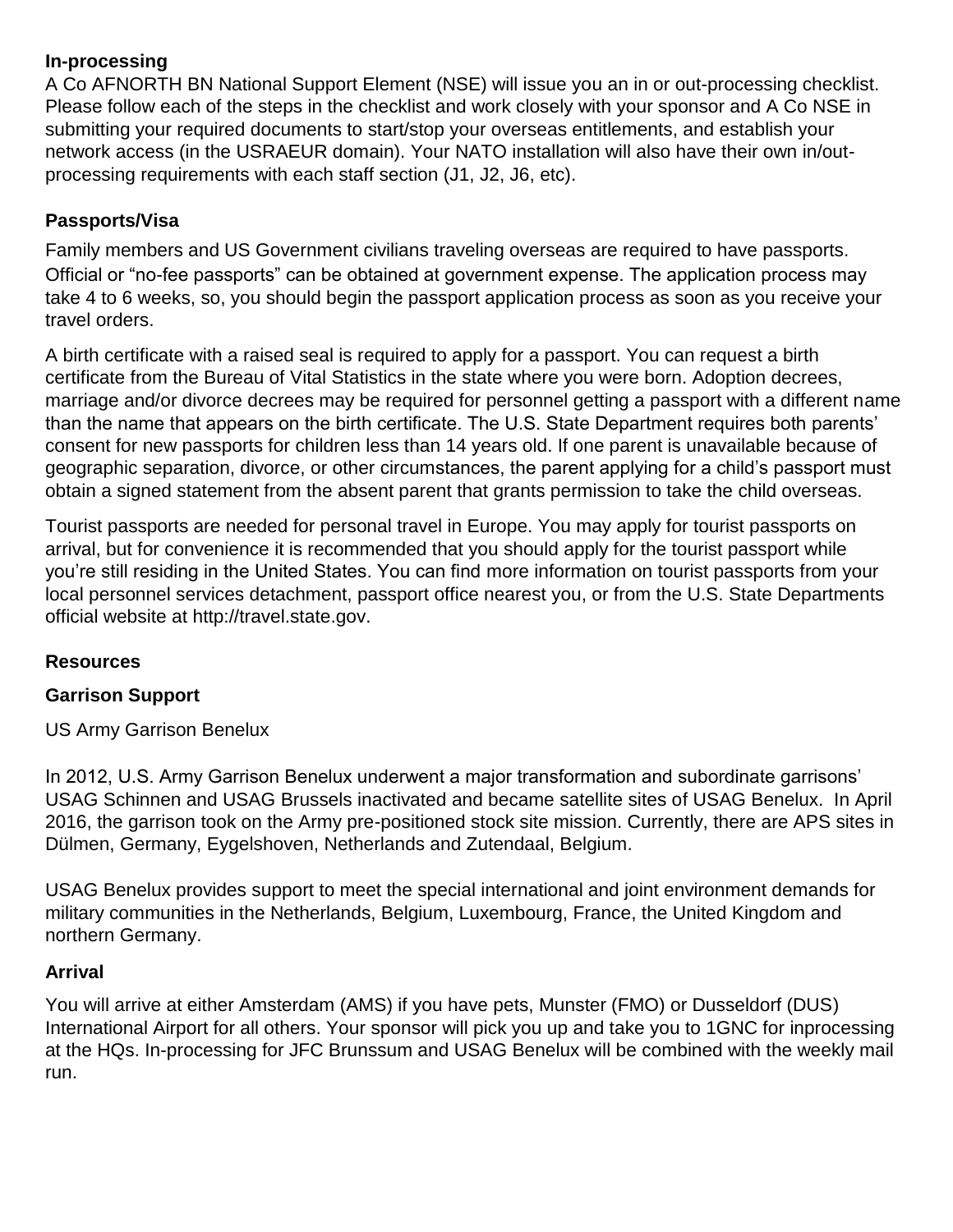**In-processing**

A Co AFNORTH BN National Support Element (NSE) will issue you an in or out-processing checklist. Please follow each of the steps in the checklist and work closely with your sponsor and A Co NSE in submitting your required documents to start/stop your overseas entitlements, and establish your network access (in the USRAEUR domain). Your NATO installation will also have their own in/out-processing requirements with each staff section (J1, J2, J6, etc).

**Passports/Visa**

Family members and US Government civilians traveling overseas are required to have passports. Official or "no-fee passports" can be obtained at government expense. The application process may take 4 to 6 weeks, so, you should begin the passport application process as soon as you receive your travel orders.

A birth certificate with a raised seal is required to apply for a passport. You can request a birth certificate from the Bureau of Vital Statistics in the state where you were born. Adoption decrees, marriage and/or divorce decrees may be required for personnel getting a passport with a different name than the name that appears on the birth certificate. The U.S. State Department requires both parents' consent for new passports for children less than 14 years old. If one parent is unavailable because of geographic separation, divorce, or other circumstances, the parent applying for a child's passport must obtain a signed statement from the absent parent that grants permission to take the child overseas.

Tourist passports are needed for personal travel in Europe. You may apply for tourist passports on arrival, but for convenience it is recommended that you should apply for the tourist passport while you're still residing in the United States. You can find more information on tourist passports from your local personnel services detachment, passport office nearest you, or from the U.S. State Departments official website at http://travel.state.gov.

**Resources**

**Garrison Support**

US Army Garrison Benelux

In 2012, U.S. Army Garrison Benelux underwent a major transformation and subordinate garrisons' USAG Schinnen and USAG Brussels inactivated and became satellite sites of USAG Benelux. In April 2016, the garrison took on the Army pre-positioned stock site mission. Currently, there are APS sites in Dülmen, Germany, Eygelshoven, Netherlands and Zutendaal, Belgium.

USAG Benelux provides support to meet the special international and joint environment demands for military communities in the Netherlands, Belgium, Luxembourg, France, the United Kingdom and northern Germany.

**Arrival**

You will arrive at either Amsterdam (AMS) if you have pets, Munster (FMO) or Dusseldorf (DUS) International Airport for all others. Your sponsor will pick you up and take you to 1GNC for inprocessing at the HQs. In-processing for JFC Brunssum and USAG Benelux will be combined with the weekly mail run.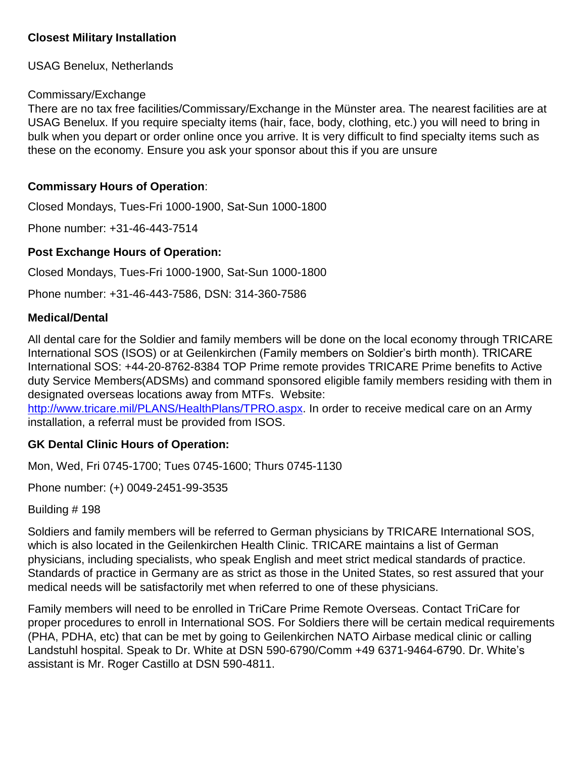**Closest Military Installation**

USAG Benelux, Netherlands

Commissary/Exchange

There are no tax free facilities/Commissary/Exchange in the Münster area. The nearest facilities are at USAG Benelux. If you require specialty items (hair, face, body, clothing, etc.) you will need to bring in bulk when you depart or order online once you arrive. It is very difficult to find specialty items such as these on the economy. Ensure you ask your sponsor about this if you are unsure

**Commissary Hours of Operation**:

Closed Mondays, Tues-Fri 1000-1900, Sat-Sun 1000-1800

Phone number: +31-46-443-7514

**Post Exchange Hours of Operation:**

Closed Mondays, Tues-Fri 1000-1900, Sat-Sun 1000-1800

Phone number: +31-46-443-7586, DSN: 314-360-7586

**Medical/Dental**

All dental care for the Soldier and family members will be done on the local economy through TRICARE International SOS (ISOS) or at Geilenkirchen (Family members on Soldier's birth month). TRICARE International SOS: +44-20-8762-8384 TOP Prime remote provides TRICARE Prime benefits to Active duty Service Members(ADSMs) and command sponsored eligible family members residing with them in designated overseas locations away from MTFs. Website: http://www.tricare.mil/PLANS/HealthPlans/TPRO.aspx. In order to receive medical care on an Army installation, a referral must be provided from ISOS.

**GK Dental Clinic Hours of Operation:**

Mon, Wed, Fri 0745-1700; Tues 0745-1600; Thurs 0745-1130

Phone number: (+) 0049-2451-99-3535

Building # 198

Soldiers and family members will be referred to German physicians by TRICARE International SOS, which is also located in the Geilenkirchen Health Clinic. TRICARE maintains a list of German physicians, including specialists, who speak English and meet strict medical standards of practice. Standards of practice in Germany are as strict as those in the United States, so rest assured that your medical needs will be satisfactorily met when referred to one of these physicians.

Family members will need to be enrolled in TriCare Prime Remote Overseas. Contact TriCare for proper procedures to enroll in International SOS. For Soldiers there will be certain medical requirements (PHA, PDHA, etc) that can be met by going to Geilenkirchen NATO Airbase medical clinic or calling Landstuhl hospital. Speak to Dr. White at DSN 590-6790/Comm +49 6371-9464-6790. Dr. White's assistant is Mr. Roger Castillo at DSN 590-4811.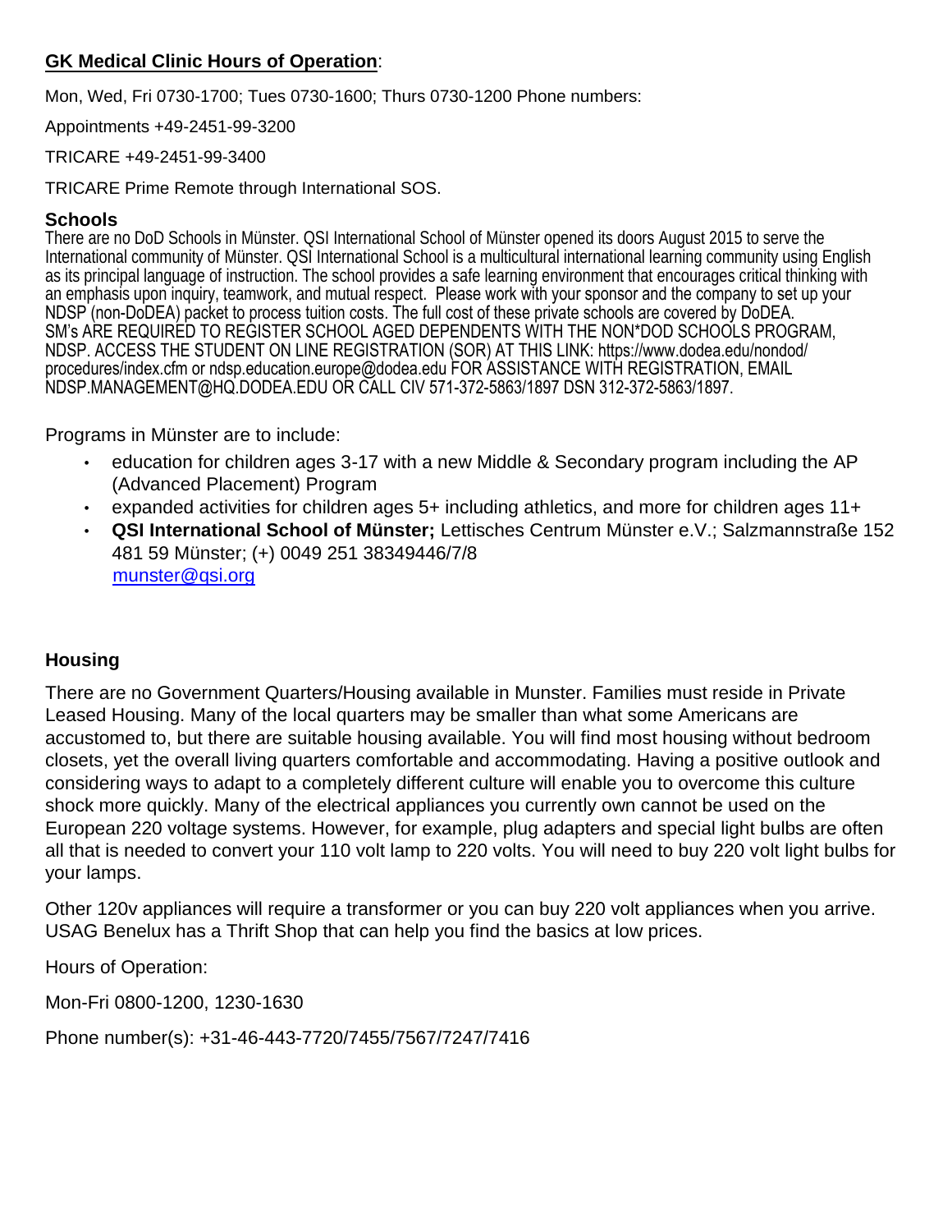**GK Medical Clinic Hours of Operation**:

Mon, Wed, Fri 0730-1700; Tues 0730-1600; Thurs 0730-1200 Phone numbers:

Appointments +49-2451-99-3200

TRICARE +49-2451-99-3400

TRICARE Prime Remote through International SOS.

### Schools

There are no DoD Schools in Münster. QSI International School of Münster opened its doors August 2015 to serve the International community of Münster. QSI International School is a multicultural international learning community using English as its principal language of instruction. The school provides a safe learning environment that encourages critical thinking with an emphasis upon inquiry, teamwork, and mutual respect. Please work with your sponsor and the company to set up your NDSP (non-DoDEA) packet to process tuition costs. The full cost of these private schools are covered by DoDEA. SM's ARE REQUIRED TO REGISTER SCHOOL AGED DEPENDENTS WITH THE NON*DOD SCHOOLS PROGRAM, NDSP. ACCESS THE STUDENT ON LINE REGISTRATION (SOR) AT THIS LINK: https://www.dodea.edu/nondod/procedures/index.cfm or ndsp.education.europe@dodea.edu FOR ASSISTANCE WITH REGISTRATION, EMAIL NDSP.MANAGEMENT@HQ.DODEA.EDU OR CALL CIV 571-372-5863/1897 DSN 312-372-5863/1897.

Programs in Münster are to include:

- education for children ages 3-17 with a new Middle & Secondary program including the AP (Advanced Placement) Program
- expanded activities for children ages 5+ including athletics, and more for children ages 11+
- **QSI International School of Münster;** Lettisches Centrum Münster e.V.; Salzmannstraße 152 481 59 Münster; (+) 0049 251 38349446/7/8 munster@qsi.org

### Housing

There are no Government Quarters/Housing available in Munster. Families must reside in Private Leased Housing. Many of the local quarters may be smaller than what some Americans are accustomed to, but there are suitable housing available. You will find most housing without bedroom closets, yet the overall living quarters comfortable and accommodating. Having a positive outlook and considering ways to adapt to a completely different culture will enable you to overcome this culture shock more quickly. Many of the electrical appliances you currently own cannot be used on the European 220 voltage systems. However, for example, plug adapters and special light bulbs are often all that is needed to convert your 110 volt lamp to 220 volts. You will need to buy 220 volt light bulbs for your lamps.

Other 120v appliances will require a transformer or you can buy 220 volt appliances when you arrive. USAG Benelux has a Thrift Shop that can help you find the basics at low prices.

Hours of Operation:

Mon-Fri 0800-1200, 1230-1630

Phone number(s): +31-46-443-7720/7455/7567/7247/7416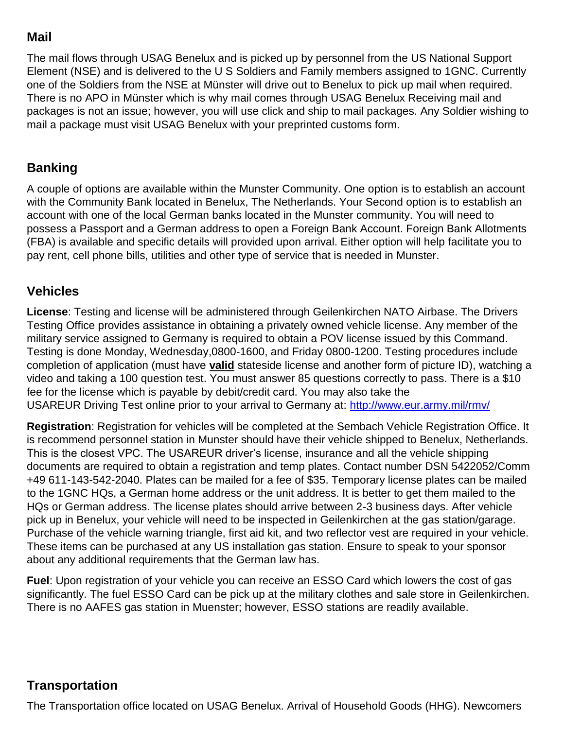## Mail

The mail flows through USAG Benelux and is picked up by personnel from the US National Support Element (NSE) and is delivered to the U S Soldiers and Family members assigned to 1GNC. Currently one of the Soldiers from the NSE at Münster will drive out to Benelux to pick up mail when required. There is no APO in Münster which is why mail comes through USAG Benelux Receiving mail and packages is not an issue; however, you will use click and ship to mail packages. Any Soldier wishing to mail a package must visit USAG Benelux with your preprinted customs form.

## Banking

A couple of options are available within the Munster Community. One option is to establish an account with the Community Bank located in Benelux, The Netherlands. Your Second option is to establish an account with one of the local German banks located in the Munster community. You will need to possess a Passport and a German address to open a Foreign Bank Account. Foreign Bank Allotments (FBA) is available and specific details will provided upon arrival. Either option will help facilitate you to pay rent, cell phone bills, utilities and other type of service that is needed in Munster.

## Vehicles

**License**: Testing and license will be administered through Geilenkirchen NATO Airbase. The Drivers Testing Office provides assistance in obtaining a privately owned vehicle license. Any member of the military service assigned to Germany is required to obtain a POV license issued by this Command. Testing is done Monday, Wednesday,0800-1600, and Friday 0800-1200. Testing procedures include completion of application (must have **valid** stateside license and another form of picture ID), watching a video and taking a 100 question test. You must answer 85 questions correctly to pass. There is a $10 fee for the license which is payable by debit/credit card. You may also take the USAREUR Driving Test online prior to your arrival to Germany at: [http://www.eur.army.mil/rmv/](http://www.eur.army.mil/rmv/)

**Registration**: Registration for vehicles will be completed at the Sembach Vehicle Registration Office. It is recommend personnel station in Munster should have their vehicle shipped to Benelux, Netherlands. This is the closest VPC. The USAREUR driver's license, insurance and all the vehicle shipping documents are required to obtain a registration and temp plates. Contact number DSN 5422052/Comm +49 611-143-542-2040. Plates can be mailed for a fee of $35. Temporary license plates can be mailed to the 1GNC HQs, a German home address or the unit address. It is better to get them mailed to the HQs or German address. The license plates should arrive between 2-3 business days. After vehicle pick up in Benelux, your vehicle will need to be inspected in Geilenkirchen at the gas station/garage. Purchase of the vehicle warning triangle, first aid kit, and two reflector vest are required in your vehicle. These items can be purchased at any US installation gas station. Ensure to speak to your sponsor about any additional requirements that the German law has.

**Fuel**: Upon registration of your vehicle you can receive an ESSO Card which lowers the cost of gas significantly. The fuel ESSO Card can be pick up at the military clothes and sale store in Geilenkirchen. There is no AAFES gas station in Muenster; however, ESSO stations are readily available.

## Transportation

The Transportation office located on USAG Benelux. Arrival of Household Goods (HHG). Newcomers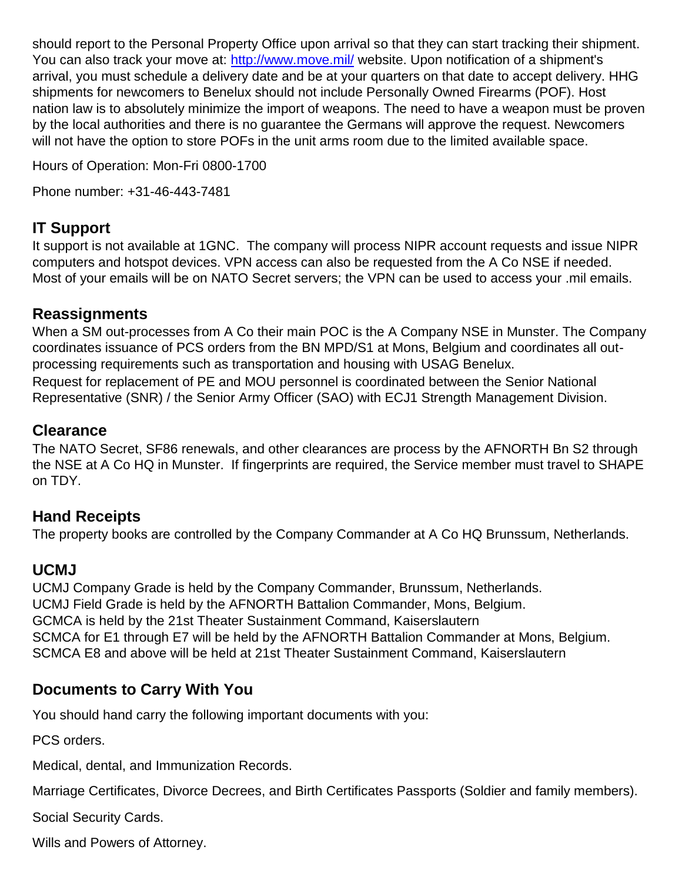should report to the Personal Property Office upon arrival so that they can start tracking their shipment. You can also track your move at: [http://www.move.mil/](http://www.move.mil/) website. Upon notification of a shipment's arrival, you must schedule a delivery date and be at your quarters on that date to accept delivery. HHG shipments for newcomers to Benelux should not include Personally Owned Firearms (POF). Host nation law is to absolutely minimize the import of weapons. The need to have a weapon must be proven by the local authorities and there is no guarantee the Germans will approve the request. Newcomers will not have the option to store POFs in the unit arms room due to the limited available space.

Hours of Operation: Mon-Fri 0800-1700

Phone number: +31-46-443-7481

## IT Support

It support is not available at 1GNC. The company will process NIPR account requests and issue NIPR computers and hotspot devices. VPN access can also be requested from the A Co NSE if needed. Most of your emails will be on NATO Secret servers; the VPN can be used to access your .mil emails.

## Reassignments

When a SM out-processes from A Co their main POC is the A Company NSE in Munster. The Company coordinates issuance of PCS orders from the BN MPD/S1 at Mons, Belgium and coordinates all out-processing requirements such as transportation and housing with USAG Benelux.

Request for replacement of PE and MOU personnel is coordinated between the Senior National Representative (SNR) / the Senior Army Officer (SAO) with ECJ1 Strength Management Division.

## Clearance

The NATO Secret, SF86 renewals, and other clearances are process by the AFNORTH Bn S2 through the NSE at A Co HQ in Munster. If fingerprints are required, the Service member must travel to SHAPE on TDY.

## Hand Receipts

The property books are controlled by the Company Commander at A Co HQ Brunssum, Netherlands.

## UCMJ

UCMJ Company Grade is held by the Company Commander, Brunssum, Netherlands.
UCMJ Field Grade is held by the AFNORTH Battalion Commander, Mons, Belgium.
GCMCA is held by the 21st Theater Sustainment Command, Kaiserslautern
SCMCA for E1 through E7 will be held by the AFNORTH Battalion Commander at Mons, Belgium.
SCMCA E8 and above will be held at 21st Theater Sustainment Command, Kaiserslautern

## Documents to Carry With You

You should hand carry the following important documents with you:

PCS orders.

Medical, dental, and Immunization Records.

Marriage Certificates, Divorce Decrees, and Birth Certificates Passports (Soldier and family members).

Social Security Cards.

Wills and Powers of Attorney.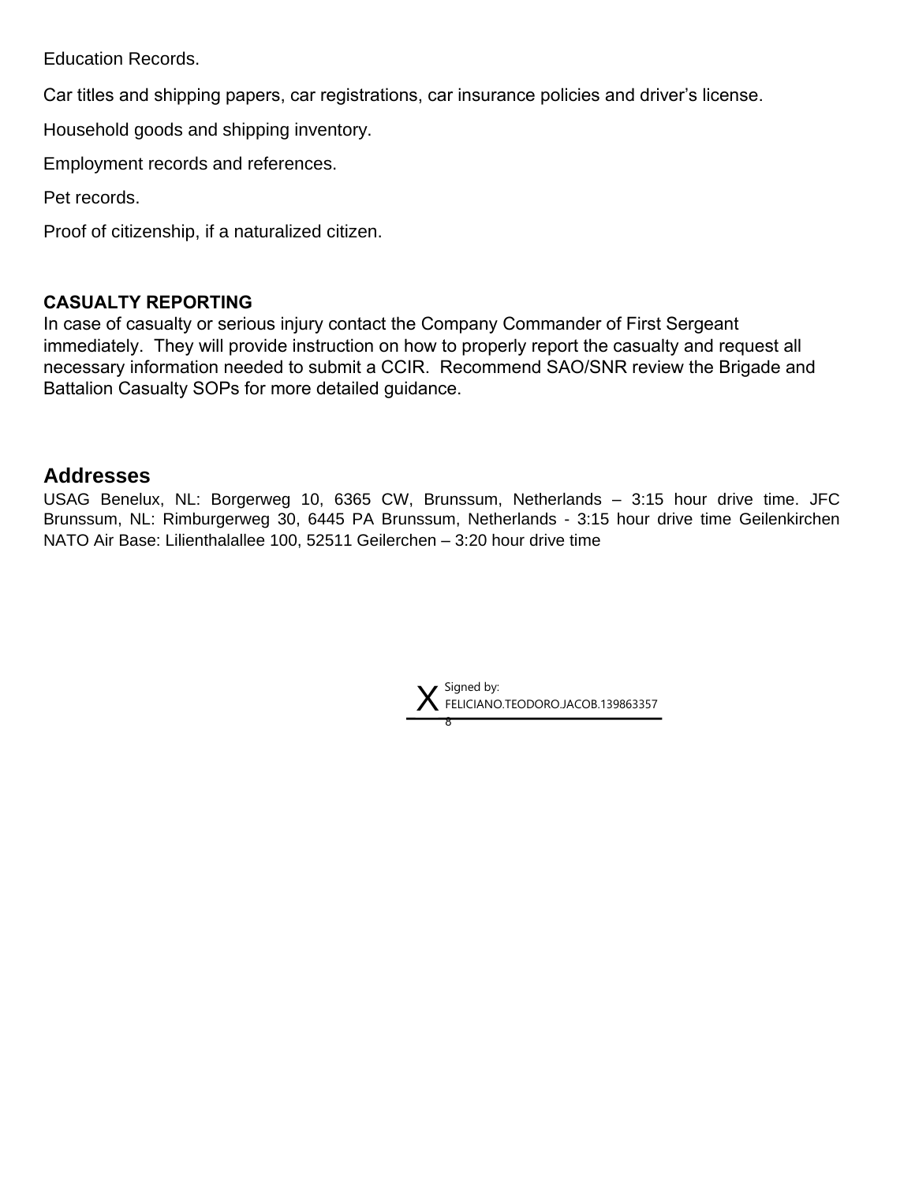Education Records.

Car titles and shipping papers, car registrations, car insurance policies and driver's license.

Household goods and shipping inventory.

Employment records and references.

Pet records.

Proof of citizenship, if a naturalized citizen.

**CASUALTY REPORTING**

In case of casualty or serious injury contact the Company Commander of First Sergeant immediately. They will provide instruction on how to properly report the casualty and request all necessary information needed to submit a CCIR. Recommend SAO/SNR review the Brigade and Battalion Casualty SOPs for more detailed guidance.

## Addresses

USAG Benelux, NL: Borgerweg 10, 6365 CW, Brunssum, Netherlands – 3:15 hour drive time. JFC Brunssum, NL: Rimburgerweg 30, 6445 PA Brunssum, Netherlands - 3:15 hour drive time Geilenkirchen NATO Air Base: Lilienthalallee 100, 52511 Geilerchen – 3:20 hour drive time

X Signed by: FELICIANO.TEODORO.JACOB.1398633578